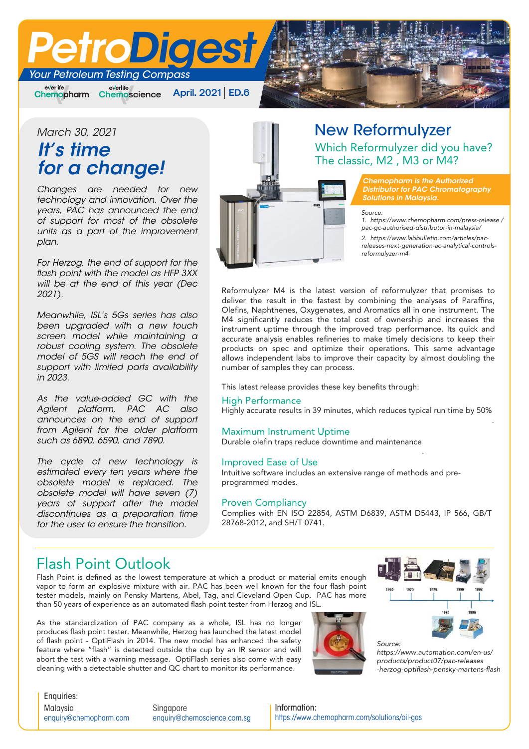# PetroDigest

*Your Petroleum Testing Compass*

everlife Chemopharm | everlife Chemoscience

April. 2021 | ED.6

*March 30, 2021*

## *It's time for a change!*

*Changes are needed for new technology and innovation. Over the years, PAC has announced the end of support for most of the obsolete units as a part of the improvement plan.*

*For Herzog, the end of support for the flash point with the model as HFP 3XX will be at the end of this year (Dec 2021).*

*Meanwhile, ISL's 5Gs series has also been upgraded with a new touch screen model while maintaining a robust cooling system. The obsolete model of 5GS will reach the end of support with limited parts availability in 2023.*

*As the value-added GC with the Agilent platform, PAC AC also announces on the end of support from Agilent for the older platform such as 6890, 6590, and 7890.*

*The cycle of new technology is estimated every ten years where the obsolete model is replaced. The obsolete model will have seven (7) years of support after the model discontinues as a preparation time for the user to ensure the transition.*

## New Reformulyzer

### Which Reformulyzer did you have? The classic, M2 , M3 or M4?

***Chemopharm is the Authorized Distributor for PAC Chromatography Solutions in Malaysia.***

*Source:*

1. *https://www.chemopharm.com/press-release / pac-gc-authorised-distributor-in-malaysia/*
2. *https://www.labbulletin.com/articles/pac-releases-next-generation-ac-analytical-controls-reformulyzer-m4*

Reformulyzer M4 is the latest version of reformulyzer that promises to deliver the result in the fastest by combining the analyses of Paraffins, Olefins, Naphthenes, Oxygenates, and Aromatics all in one instrument. The M4 significantly reduces the total cost of ownership and increases the instrument uptime through the improved trap performance. Its quick and accurate analysis enables refineries to make timely decisions to keep their products on spec and optimize their operations. This same advantage allows independent labs to improve their capacity by almost doubling the number of samples they can process.

This latest release provides these key benefits through:

### High Performance

Highly accurate results in 39 minutes, which reduces typical run time by 50%

### Maximum Instrument Uptime

Durable olefin traps reduce downtime and maintenance

### Improved Ease of Use

Intuitive software includes an extensive range of methods and pre-programmed modes.

### Proven Compliancy

Complies with EN ISO 22854, ASTM D6839, ASTM D5443, IP 566, GB/T 28768-2012, and SH/T 0741.

## Flash Point Outlook

Flash Point is defined as the lowest temperature at which a product or material emits enough vapor to form an explosive mixture with air. PAC has been well known for the four flash point tester models, mainly on Pensky Martens, Abel, Tag, and Cleveland Open Cup. PAC has more than 50 years of experience as an automated flash point tester from Herzog and ISL.

As the standardization of PAC company as a whole, ISL has no longer produces flash point tester. Meanwhile, Herzog has launched the latest model of flash point - OptiFlash in 2014. The new model has enhanced the safety feature where "flash" is detected outside the cup by an IR sensor and will abort the test with a warning message. OptiFlash series also come with easy cleaning with a detectable shutter and QC chart to monitor its performance.

1960
1970
1979
1990
1998
1985
1996

*Source:*
*https://www.automation.com/en-us/products/product07/pac-releases-herzog-optiflash-pensky-martens-flash*

Enquiries:

Malaysia
enquiry@chemopharm.com

Singapore
enquiry@chemoscience.com.sg

Information:
https://www.chemopharm.com/solutions/oil-gas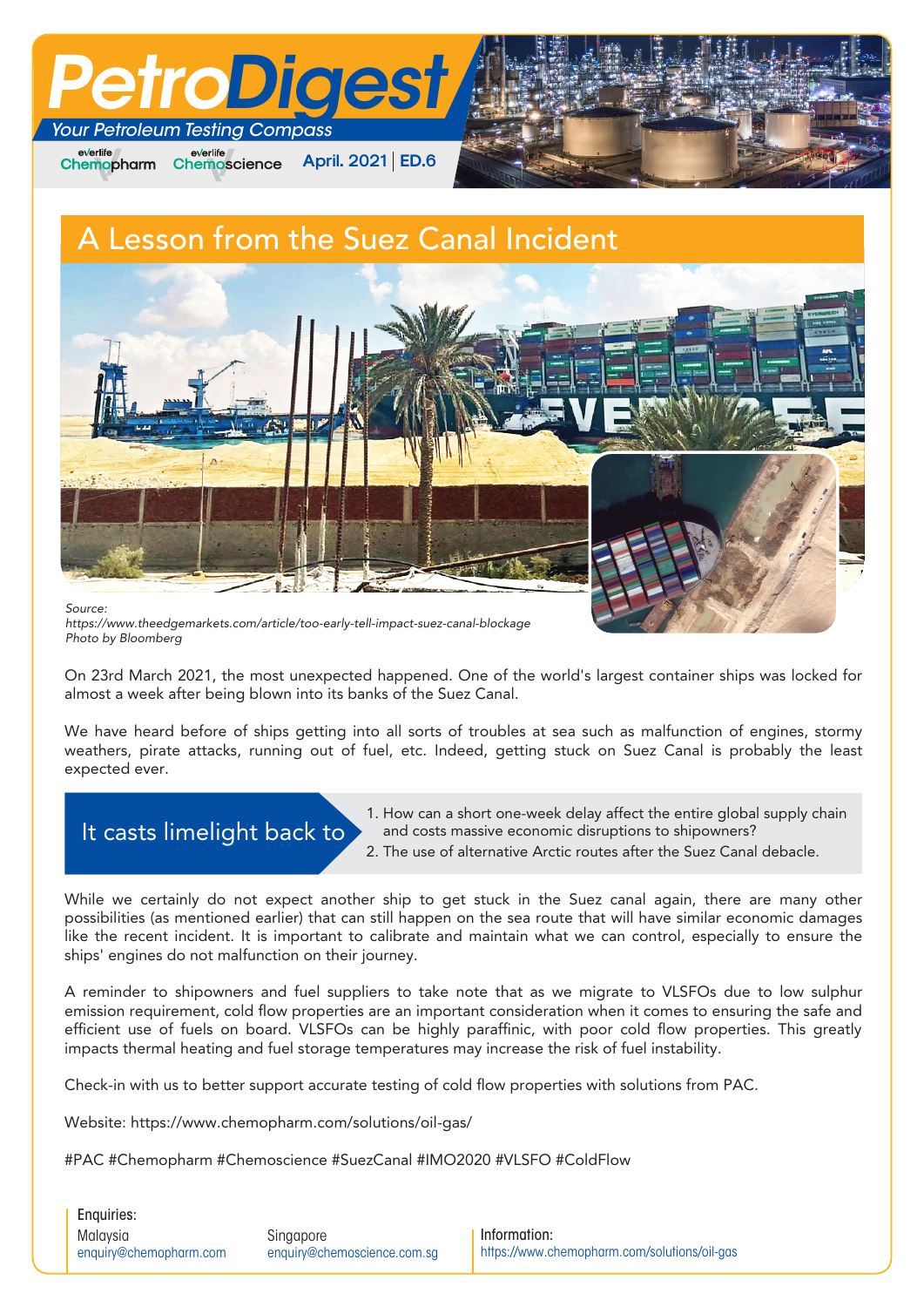# PetroDigest

*Your Petroleum Testing Compass*

everlife Chemopharm | everlife Chemoscience | April. 2021 | ED.6

## A Lesson from the Suez Canal Incident

*Source:*
*https://www.theedgemarkets.com/article/too-early-tell-impact-suez-canal-blockage*
*Photo by Bloomberg*

On 23rd March 2021, the most unexpected happened. One of the world's largest container ships was locked for almost a week after being blown into its banks of the Suez Canal.

We have heard before of ships getting into all sorts of troubles at sea such as malfunction of engines, stormy weathers, pirate attacks, running out of fuel, etc. Indeed, getting stuck on Suez Canal is probably the least expected ever.

**It casts limelight back to**

1. How can a short one-week delay affect the entire global supply chain and costs massive economic disruptions to shipowners?
2. The use of alternative Arctic routes after the Suez Canal debacle.

While we certainly do not expect another ship to get stuck in the Suez canal again, there are many other possibilities (as mentioned earlier) that can still happen on the sea route that will have similar economic damages like the recent incident. It is important to calibrate and maintain what we can control, especially to ensure the ships' engines do not malfunction on their journey.

A reminder to shipowners and fuel suppliers to take note that as we migrate to VLSFOs due to low sulphur emission requirement, cold flow properties are an important consideration when it comes to ensuring the safe and efficient use of fuels on board. VLSFOs can be highly paraffinic, with poor cold flow properties. This greatly impacts thermal heating and fuel storage temperatures may increase the risk of fuel instability.

Check-in with us to better support accurate testing of cold flow properties with solutions from PAC.

Website: https://www.chemopharm.com/solutions/oil-gas/

#PAC #Chemopharm #Chemoscience #SuezCanal #IMO2020 #VLSFO #ColdFlow

**Enquiries:**

Malaysia
enquiry@chemopharm.com

Singapore
enquiry@chemoscience.com.sg

**Information:**
https://www.chemopharm.com/solutions/oil-gas